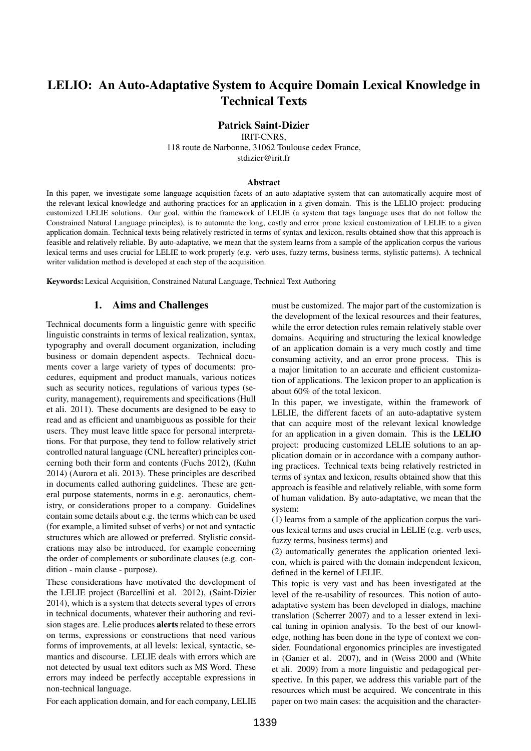# LELIO: An Auto-Adaptative System to Acquire Domain Lexical Knowledge in Technical Texts

**Patrick Saint-Dizier**

IRIT-CNRS,
118 route de Narbonne, 31062 Toulouse cedex France,
stdizier@irit.fr

### Abstract

In this paper, we investigate some language acquisition facets of an auto-adaptative system that can automatically acquire most of the relevant lexical knowledge and authoring practices for an application in a given domain. This is the LELIO project: producing customized LELIE solutions. Our goal, within the framework of LELIE (a system that tags language uses that do not follow the Constrained Natural Language principles), is to automate the long, costly and error prone lexical customization of LELIE to a given application domain. Technical texts being relatively restricted in terms of syntax and lexicon, results obtained show that this approach is feasible and relatively reliable. By auto-adaptative, we mean that the system learns from a sample of the application corpus the various lexical terms and uses crucial for LELIE to work properly (e.g. verb uses, fuzzy terms, business terms, stylistic patterns). A technical writer validation method is developed at each step of the acquisition.

**Keywords:** Lexical Acquisition, Constrained Natural Language, Technical Text Authoring

## 1. Aims and Challenges

Technical documents form a linguistic genre with specific linguistic constraints in terms of lexical realization, syntax, typography and overall document organization, including business or domain dependent aspects. Technical documents cover a large variety of types of documents: procedures, equipment and product manuals, various notices such as security notices, regulations of various types (security, management), requirements and specifications (Hull et ali. 2011). These documents are designed to be easy to read and as efficient and unambiguous as possible for their users. They must leave little space for personal interpretations. For that purpose, they tend to follow relatively strict controlled natural language (CNL hereafter) principles concerning both their form and contents (Fuchs 2012), (Kuhn 2014) (Aurora et ali. 2013). These principles are described in documents called authoring guidelines. These are general purpose statements, norms in e.g. aeronautics, chemistry, or considerations proper to a company. Guidelines contain some details about e.g. the terms which can be used (for example, a limited subset of verbs) or not and syntactic structures which are allowed or preferred. Stylistic considerations may also be introduced, for example concerning the order of complements or subordinate clauses (e.g. condition - main clause - purpose).

These considerations have motivated the development of the LELIE project (Barcellini et al. 2012), (Saint-Dizier 2014), which is a system that detects several types of errors in technical documents, whatever their authoring and revision stages are. Lelie produces **alerts** related to these errors on terms, expressions or constructions that need various forms of improvements, at all levels: lexical, syntactic, semantics and discourse. LELIE deals with errors which are not detected by usual text editors such as MS Word. These errors may indeed be perfectly acceptable expressions in non-technical language.

For each application domain, and for each company, LELIE must be customized. The major part of the customization is the development of the lexical resources and their features, while the error detection rules remain relatively stable over domains. Acquiring and structuring the lexical knowledge of an application domain is a very much costly and time consuming activity, and an error prone process. This is a major limitation to an accurate and efficient customization of applications. The lexicon proper to an application is about 60% of the total lexicon.

In this paper, we investigate, within the framework of LELIE, the different facets of an auto-adaptative system that can acquire most of the relevant lexical knowledge for an application in a given domain. This is the **LELIO** project: producing customized LELIE solutions to an application domain or in accordance with a company authoring practices. Technical texts being relatively restricted in terms of syntax and lexicon, results obtained show that this approach is feasible and relatively reliable, with some form of human validation. By auto-adaptative, we mean that the system:

(1) learns from a sample of the application corpus the various lexical terms and uses crucial in LELIE (e.g. verb uses, fuzzy terms, business terms) and

(2) automatically generates the application oriented lexicon, which is paired with the domain independent lexicon, defined in the kernel of LELIE.

This topic is very vast and has been investigated at the level of the re-usability of resources. This notion of auto-adaptative system has been developed in dialogs, machine translation (Scherrer 2007) and to a lesser extend in lexical tuning in opinion analysis. To the best of our knowledge, nothing has been done in the type of context we consider. Foundational ergonomics principles are investigated in (Ganier et al. 2007), and in (Weiss 2000 and (White et ali. 2009) from a more linguistic and pedagogical perspective. In this paper, we address this variable part of the resources which must be acquired. We concentrate in this paper on two main cases: the acquisition and the character-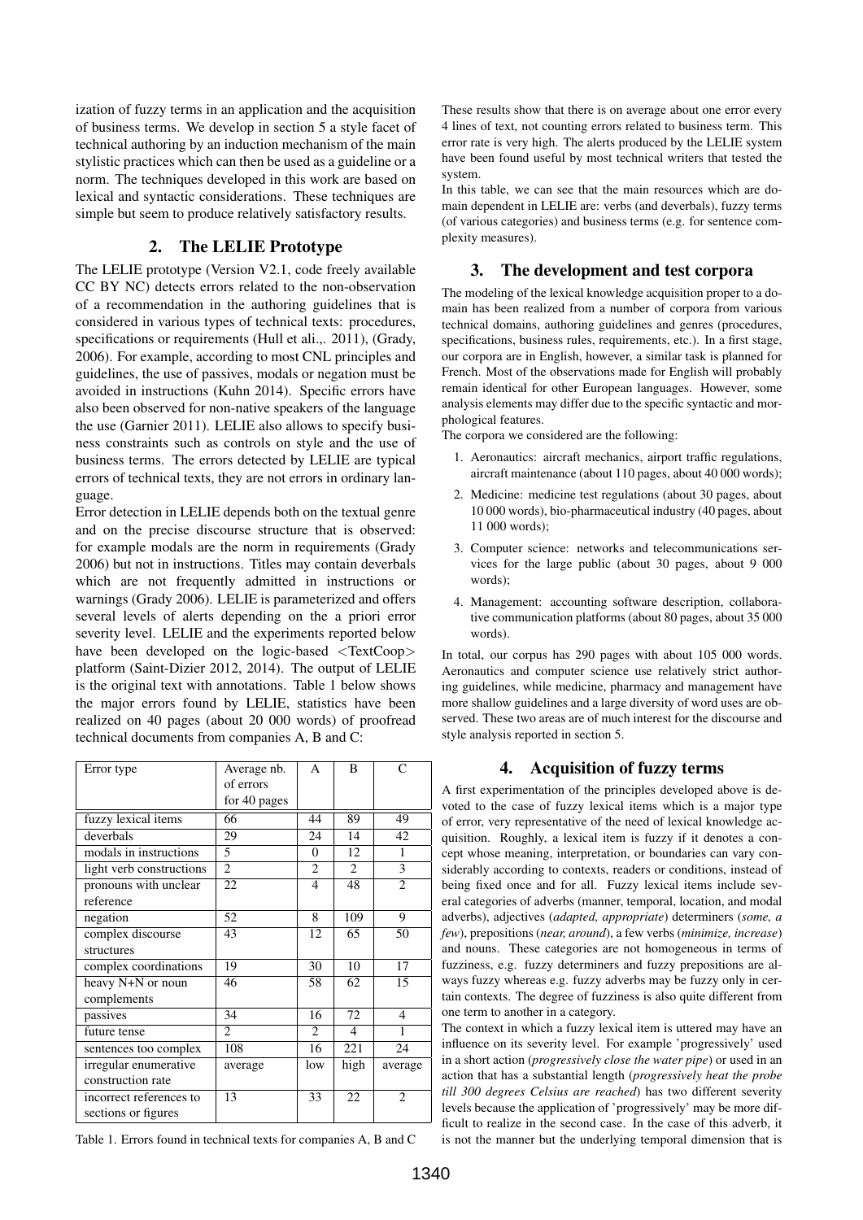ization of fuzzy terms in an application and the acquisition of business terms. We develop in section 5 a style facet of technical authoring by an induction mechanism of the main stylistic practices which can then be used as a guideline or a norm. The techniques developed in this work are based on lexical and syntactic considerations. These techniques are simple but seem to produce relatively satisfactory results.

## 2. The LELIE Prototype

The LELIE prototype (Version V2.1, code freely available CC BY NC) detects errors related to the non-observation of a recommendation in the authoring guidelines that is considered in various types of technical texts: procedures, specifications or requirements (Hull et ali.,. 2011), (Grady, 2006). For example, according to most CNL principles and guidelines, the use of passives, modals or negation must be avoided in instructions (Kuhn 2014). Specific errors have also been observed for non-native speakers of the language the use (Garnier 2011). LELIE also allows to specify business constraints such as controls on style and the use of business terms. The errors detected by LELIE are typical errors of technical texts, they are not errors in ordinary language.

Error detection in LELIE depends both on the textual genre and on the precise discourse structure that is observed: for example modals are the norm in requirements (Grady 2006) but not in instructions. Titles may contain deverbals which are not frequently admitted in instructions or warnings (Grady 2006). LELIE is parameterized and offers several levels of alerts depending on the a priori error severity level. LELIE and the experiments reported below have been developed on the logic-based <TextCoop> platform (Saint-Dizier 2012, 2014). The output of LELIE is the original text with annotations. Table 1 below shows the major errors found by LELIE, statistics have been realized on 40 pages (about 20 000 words) of proofread technical documents from companies A, B and C:

| Error type | Average nb. of errors for 40 pages | A | B | C |
|---|---|---|---|---|
| fuzzy lexical items | 66 | 44 | 89 | 49 |
| deverbals | 29 | 24 | 14 | 42 |
| modals in instructions | 5 | 0 | 12 | 1 |
| light verb constructions | 2 | 2 | 2 | 3 |
| pronouns with unclear reference | 22 | 4 | 48 | 2 |
| negation | 52 | 8 | 109 | 9 |
| complex discourse structures | 43 | 12 | 65 | 50 |
| complex coordinations | 19 | 30 | 10 | 17 |
| heavy N+N or noun complements | 46 | 58 | 62 | 15 |
| passives | 34 | 16 | 72 | 4 |
| future tense | 2 | 2 | 4 | 1 |
| sentences too complex | 108 | 16 | 221 | 24 |
| irregular enumerative construction rate | average | low | high | average |
| incorrect references to sections or figures | 13 | 33 | 22 | 2 |

Table 1. Errors found in technical texts for companies A, B and C

These results show that there is on average about one error every 4 lines of text, not counting errors related to business term. This error rate is very high. The alerts produced by the LELIE system have been found useful by most technical writers that tested the system.

In this table, we can see that the main resources which are domain dependent in LELIE are: verbs (and deverbals), fuzzy terms (of various categories) and business terms (e.g. for sentence complexity measures).

## 3. The development and test corpora

The modeling of the lexical knowledge acquisition proper to a domain has been realized from a number of corpora from various technical domains, authoring guidelines and genres (procedures, specifications, business rules, requirements, etc.). In a first stage, our corpora are in English, however, a similar task is planned for French. Most of the observations made for English will probably remain identical for other European languages. However, some analysis elements may differ due to the specific syntactic and morphological features.

The corpora we considered are the following:

1. Aeronautics: aircraft mechanics, airport traffic regulations, aircraft maintenance (about 110 pages, about 40 000 words);
2. Medicine: medicine test regulations (about 30 pages, about 10 000 words), bio-pharmaceutical industry (40 pages, about 11 000 words);
3. Computer science: networks and telecommunications services for the large public (about 30 pages, about 9 000 words);
4. Management: accounting software description, collaborative communication platforms (about 80 pages, about 35 000 words).

In total, our corpus has 290 pages with about 105 000 words. Aeronautics and computer science use relatively strict authoring guidelines, while medicine, pharmacy and management have more shallow guidelines and a large diversity of word uses are observed. These two areas are of much interest for the discourse and style analysis reported in section 5.

## 4. Acquisition of fuzzy terms

A first experimentation of the principles developed above is devoted to the case of fuzzy lexical items which is a major type of error, very representative of the need of lexical knowledge acquisition. Roughly, a lexical item is fuzzy if it denotes a concept whose meaning, interpretation, or boundaries can vary considerably according to contexts, readers or conditions, instead of being fixed once and for all. Fuzzy lexical items include several categories of adverbs (manner, temporal, location, and modal adverbs), adjectives (*adapted, appropriate*) determiners (*some, a few*), prepositions (*near, around*), a few verbs (*minimize, increase*) and nouns. These categories are not homogeneous in terms of fuzziness, e.g. fuzzy determiners and fuzzy prepositions are always fuzzy whereas e.g. fuzzy adverbs may be fuzzy only in certain contexts. The degree of fuzziness is also quite different from one term to another in a category.

The context in which a fuzzy lexical item is uttered may have an influence on its severity level. For example 'progressively' used in a short action (*progressively close the water pipe*) or used in an action that has a substantial length (*progressively heat the probe till 300 degrees Celsius are reached*) has two different severity levels because the application of 'progressively' may be more difficult to realize in the second case. In the case of this adverb, it is not the manner but the underlying temporal dimension that is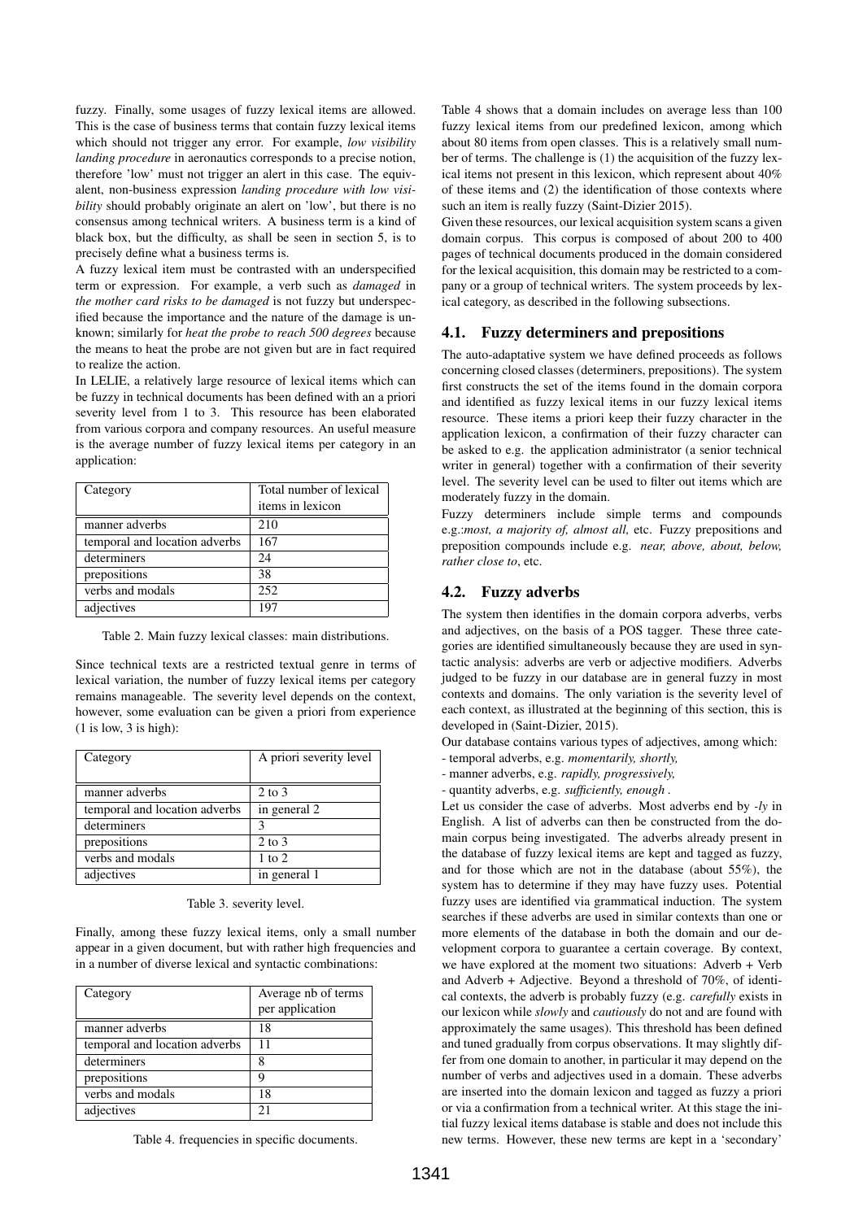fuzzy. Finally, some usages of fuzzy lexical items are allowed. This is the case of business terms that contain fuzzy lexical items which should not trigger any error. For example, *low visibility landing procedure* in aeronautics corresponds to a precise notion, therefore 'low' must not trigger an alert in this case. The equivalent, non-business expression *landing procedure with low visibility* should probably originate an alert on 'low', but there is no consensus among technical writers. A business term is a kind of black box, but the difficulty, as shall be seen in section 5, is to precisely define what a business terms is.

A fuzzy lexical item must be contrasted with an underspecified term or expression. For example, a verb such as *damaged* in *the mother card risks to be damaged* is not fuzzy but underspecified because the importance and the nature of the damage is unknown; similarly for *heat the probe to reach 500 degrees* because the means to heat the probe are not given but are in fact required to realize the action.

In LELIE, a relatively large resource of lexical items which can be fuzzy in technical documents has been defined with an a priori severity level from 1 to 3. This resource has been elaborated from various corpora and company resources. An useful measure is the average number of fuzzy lexical items per category in an application:

| Category | Total number of lexical items in lexicon |
|---|---|
| manner adverbs | 210 |
| temporal and location adverbs | 167 |
| determiners | 24 |
| prepositions | 38 |
| verbs and modals | 252 |
| adjectives | 197 |

Table 2. Main fuzzy lexical classes: main distributions.

Since technical texts are a restricted textual genre in terms of lexical variation, the number of fuzzy lexical items per category remains manageable. The severity level depends on the context, however, some evaluation can be given a priori from experience (1 is low, 3 is high):

| Category | A priori severity level |
|---|---|
| manner adverbs | 2 to 3 |
| temporal and location adverbs | in general 2 |
| determiners | 3 |
| prepositions | 2 to 3 |
| verbs and modals | 1 to 2 |
| adjectives | in general 1 |

Table 3. severity level.

Finally, among these fuzzy lexical items, only a small number appear in a given document, but with rather high frequencies and in a number of diverse lexical and syntactic combinations:

| Category | Average nb of terms per application |
|---|---|
| manner adverbs | 18 |
| temporal and location adverbs | 11 |
| determiners | 8 |
| prepositions | 9 |
| verbs and modals | 18 |
| adjectives | 21 |

Table 4. frequencies in specific documents.

Table 4 shows that a domain includes on average less than 100 fuzzy lexical items from our predefined lexicon, among which about 80 items from open classes. This is a relatively small number of terms. The challenge is (1) the acquisition of the fuzzy lexical items not present in this lexicon, which represent about 40% of these items and (2) the identification of those contexts where such an item is really fuzzy (Saint-Dizier 2015).

Given these resources, our lexical acquisition system scans a given domain corpus. This corpus is composed of about 200 to 400 pages of technical documents produced in the domain considered for the lexical acquisition, this domain may be restricted to a company or a group of technical writers. The system proceeds by lexical category, as described in the following subsections.

## 4.1. Fuzzy determiners and prepositions

The auto-adaptative system we have defined proceeds as follows concerning closed classes (determiners, prepositions). The system first constructs the set of the items found in the domain corpora and identified as fuzzy lexical items in our fuzzy lexical items resource. These items a priori keep their fuzzy character in the application lexicon, a confirmation of their fuzzy character can be asked to e.g. the application administrator (a senior technical writer in general) together with a confirmation of their severity level. The severity level can be used to filter out items which are moderately fuzzy in the domain.

Fuzzy determiners include simple terms and compounds e.g.:*most, a majority of, almost all,* etc. Fuzzy prepositions and preposition compounds include e.g. *near, above, about, below, rather close to*, etc.

## 4.2. Fuzzy adverbs

The system then identifies in the domain corpora adverbs, verbs and adjectives, on the basis of a POS tagger. These three categories are identified simultaneously because they are used in syntactic analysis: adverbs are verb or adjective modifiers. Adverbs judged to be fuzzy in our database are in general fuzzy in most contexts and domains. The only variation is the severity level of each context, as illustrated at the beginning of this section, this is developed in (Saint-Dizier, 2015).

Our database contains various types of adjectives, among which:

- temporal adverbs, e.g. *momentarily, shortly,*
- manner adverbs, e.g. *rapidly, progressively,*
- quantity adverbs, e.g. *sufficiently, enough* .

Let us consider the case of adverbs. Most adverbs end by *-ly* in English. A list of adverbs can then be constructed from the domain corpus being investigated. The adverbs already present in the database of fuzzy lexical items are kept and tagged as fuzzy, and for those which are not in the database (about 55%), the system has to determine if they may have fuzzy uses. Potential fuzzy uses are identified via grammatical induction. The system searches if these adverbs are used in similar contexts than one or more elements of the database in both the domain and our development corpora to guarantee a certain coverage. By context, we have explored at the moment two situations: Adverb + Verb and Adverb + Adjective. Beyond a threshold of 70%, of identical contexts, the adverb is probably fuzzy (e.g. *carefully* exists in our lexicon while *slowly* and *cautiously* do not and are found with approximately the same usages). This threshold has been defined and tuned gradually from corpus observations. It may slightly differ from one domain to another, in particular it may depend on the number of verbs and adjectives used in a domain. These adverbs are inserted into the domain lexicon and tagged as fuzzy a priori or via a confirmation from a technical writer. At this stage the initial fuzzy lexical items database is stable and does not include this new terms. However, these new terms are kept in a 'secondary'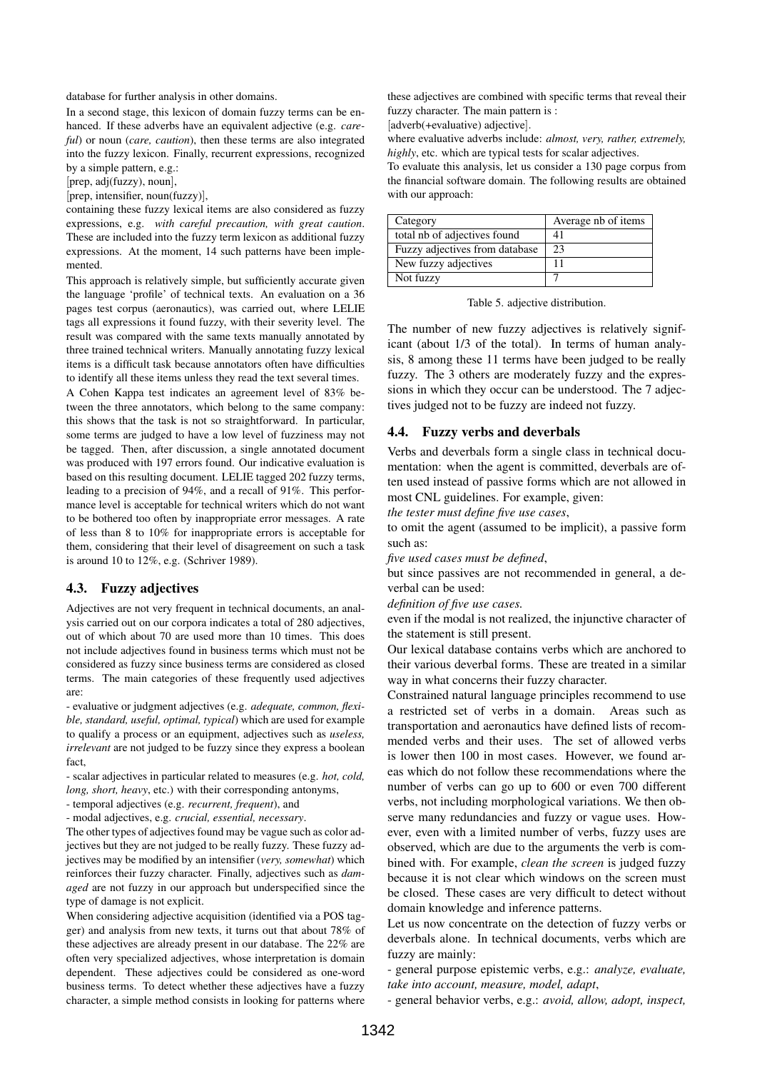database for further analysis in other domains.

In a second stage, this lexicon of domain fuzzy terms can be enhanced. If these adverbs have an equivalent adjective (e.g. *careful*) or noun (*care, caution*), then these terms are also integrated into the fuzzy lexicon. Finally, recurrent expressions, recognized by a simple pattern, e.g.:

[prep, adj(fuzzy), noun],

[prep, intensifier, noun(fuzzy)],

containing these fuzzy lexical items are also considered as fuzzy expressions, e.g. *with careful precaution, with great caution*. These are included into the fuzzy term lexicon as additional fuzzy expressions. At the moment, 14 such patterns have been implemented.

This approach is relatively simple, but sufficiently accurate given the language 'profile' of technical texts. An evaluation on a 36 pages test corpus (aeronautics), was carried out, where LELIE tags all expressions it found fuzzy, with their severity level. The result was compared with the same texts manually annotated by three trained technical writers. Manually annotating fuzzy lexical items is a difficult task because annotators often have difficulties to identify all these items unless they read the text several times.

A Cohen Kappa test indicates an agreement level of 83% between the three annotators, which belong to the same company: this shows that the task is not so straightforward. In particular, some terms are judged to have a low level of fuzziness may not be tagged. Then, after discussion, a single annotated document was produced with 197 errors found. Our indicative evaluation is based on this resulting document. LELIE tagged 202 fuzzy terms, leading to a precision of 94%, and a recall of 91%. This performance level is acceptable for technical writers which do not want to be bothered too often by inappropriate error messages. A rate of less than 8 to 10% for inappropriate errors is acceptable for them, considering that their level of disagreement on such a task is around 10 to 12%, e.g. (Schriver 1989).

### 4.3. Fuzzy adjectives

Adjectives are not very frequent in technical documents, an analysis carried out on our corpora indicates a total of 280 adjectives, out of which about 70 are used more than 10 times. This does not include adjectives found in business terms which must not be considered as fuzzy since business terms are considered as closed terms. The main categories of these frequently used adjectives are:

- evaluative or judgment adjectives (e.g. *adequate, common, flexible, standard, useful, optimal, typical*) which are used for example to qualify a process or an equipment, adjectives such as *useless, irrelevant* are not judged to be fuzzy since they express a boolean fact,
- scalar adjectives in particular related to measures (e.g. *hot, cold, long, short, heavy*, etc.) with their corresponding antonyms,
- temporal adjectives (e.g. *recurrent, frequent*), and
- modal adjectives, e.g. *crucial, essential, necessary*.

The other types of adjectives found may be vague such as color adjectives but they are not judged to be really fuzzy. These fuzzy adjectives may be modified by an intensifier (*very, somewhat*) which reinforces their fuzzy character. Finally, adjectives such as *damaged* are not fuzzy in our approach but underspecified since the type of damage is not explicit.

When considering adjective acquisition (identified via a POS tagger) and analysis from new texts, it turns out that about 78% of these adjectives are already present in our database. The 22% are often very specialized adjectives, whose interpretation is domain dependent. These adjectives could be considered as one-word business terms. To detect whether these adjectives have a fuzzy character, a simple method consists in looking for patterns where these adjectives are combined with specific terms that reveal their fuzzy character. The main pattern is :

[adverb(+evaluative) adjective].

where evaluative adverbs include: *almost, very, rather, extremely, highly*, etc. which are typical tests for scalar adjectives.

To evaluate this analysis, let us consider a 130 page corpus from the financial software domain. The following results are obtained with our approach:

| Category | Average nb of items |
|---|---|
| total nb of adjectives found | 41 |
| Fuzzy adjectives from database | 23 |
| New fuzzy adjectives | 11 |
| Not fuzzy | 7 |

Table 5. adjective distribution.

The number of new fuzzy adjectives is relatively significant (about 1/3 of the total). In terms of human analysis, 8 among these 11 terms have been judged to be really fuzzy. The 3 others are moderately fuzzy and the expressions in which they occur can be understood. The 7 adjectives judged not to be fuzzy are indeed not fuzzy.

### 4.4. Fuzzy verbs and deverbals

Verbs and deverbals form a single class in technical documentation: when the agent is committed, deverbals are often used instead of passive forms which are not allowed in most CNL guidelines. For example, given:

*the tester must define five use cases*,

to omit the agent (assumed to be implicit), a passive form such as:

*five used cases must be defined*,

but since passives are not recommended in general, a deverbal can be used:

*definition of five use cases.*

even if the modal is not realized, the injunctive character of the statement is still present.

Our lexical database contains verbs which are anchored to their various deverbal forms. These are treated in a similar way in what concerns their fuzzy character.

Constrained natural language principles recommend to use a restricted set of verbs in a domain. Areas such as transportation and aeronautics have defined lists of recommended verbs and their uses. The set of allowed verbs is lower then 100 in most cases. However, we found areas which do not follow these recommendations where the number of verbs can go up to 600 or even 700 different verbs, not including morphological variations. We then observe many redundancies and fuzzy or vague uses. However, even with a limited number of verbs, fuzzy uses are observed, which are due to the arguments the verb is combined with. For example, *clean the screen* is judged fuzzy because it is not clear which windows on the screen must be closed. These cases are very difficult to detect without domain knowledge and inference patterns.

Let us now concentrate on the detection of fuzzy verbs or deverbals alone. In technical documents, verbs which are fuzzy are mainly:

- general purpose epistemic verbs, e.g.: *analyze, evaluate, take into account, measure, model, adapt*,
- general behavior verbs, e.g.: *avoid, allow, adopt, inspect,*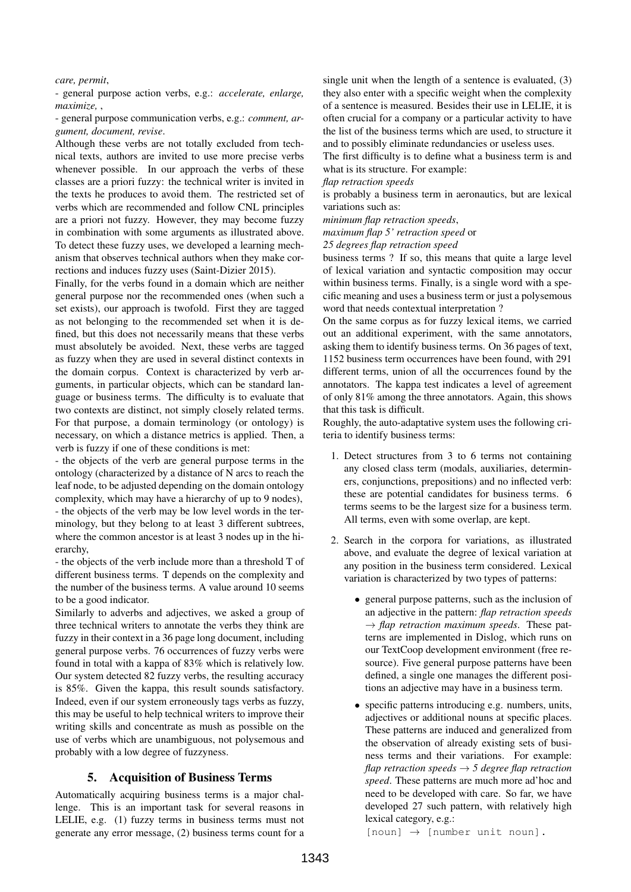*care, permit*,

- general purpose action verbs, e.g.: *accelerate, enlarge, maximize,* ,

- general purpose communication verbs, e.g.: *comment, argument, document, revise*.

Although these verbs are not totally excluded from technical texts, authors are invited to use more precise verbs whenever possible. In our approach the verbs of these classes are a priori fuzzy: the technical writer is invited in the texts he produces to avoid them. The restricted set of verbs which are recommended and follow CNL principles are a priori not fuzzy. However, they may become fuzzy in combination with some arguments as illustrated above. To detect these fuzzy uses, we developed a learning mechanism that observes technical authors when they make corrections and induces fuzzy uses (Saint-Dizier 2015).

Finally, for the verbs found in a domain which are neither general purpose nor the recommended ones (when such a set exists), our approach is twofold. First they are tagged as not belonging to the recommended set when it is defined, but this does not necessarily means that these verbs must absolutely be avoided. Next, these verbs are tagged as fuzzy when they are used in several distinct contexts in the domain corpus. Context is characterized by verb arguments, in particular objects, which can be standard language or business terms. The difficulty is to evaluate that two contexts are distinct, not simply closely related terms. For that purpose, a domain terminology (or ontology) is necessary, on which a distance metrics is applied. Then, a verb is fuzzy if one of these conditions is met:

- the objects of the verb are general purpose terms in the ontology (characterized by a distance of N arcs to reach the leaf node, to be adjusted depending on the domain ontology complexity, which may have a hierarchy of up to 9 nodes),

- the objects of the verb may be low level words in the terminology, but they belong to at least 3 different subtrees, where the common ancestor is at least 3 nodes up in the hierarchy,

- the objects of the verb include more than a threshold T of different business terms. T depends on the complexity and the number of the business terms. A value around 10 seems to be a good indicator.

Similarly to adverbs and adjectives, we asked a group of three technical writers to annotate the verbs they think are fuzzy in their context in a 36 page long document, including general purpose verbs. 76 occurrences of fuzzy verbs were found in total with a kappa of 83% which is relatively low. Our system detected 82 fuzzy verbs, the resulting accuracy is 85%. Given the kappa, this result sounds satisfactory. Indeed, even if our system erroneously tags verbs as fuzzy, this may be useful to help technical writers to improve their writing skills and concentrate as mush as possible on the use of verbs which are unambiguous, not polysemous and probably with a low degree of fuzzyness.

## 5. Acquisition of Business Terms

Automatically acquiring business terms is a major challenge. This is an important task for several reasons in LELIE, e.g. (1) fuzzy terms in business terms must not generate any error message, (2) business terms count for a single unit when the length of a sentence is evaluated, (3) they also enter with a specific weight when the complexity of a sentence is measured. Besides their use in LELIE, it is often crucial for a company or a particular activity to have the list of the business terms which are used, to structure it and to possibly eliminate redundancies or useless uses.

The first difficulty is to define what a business term is and what is its structure. For example:

*flap retraction speeds*

is probably a business term in aeronautics, but are lexical variations such as:

*minimum flap retraction speeds*,

*maximum flap 5' retraction speed* or

*25 degrees flap retraction speed*

business terms ? If so, this means that quite a large level of lexical variation and syntactic composition may occur within business terms. Finally, is a single word with a specific meaning and uses a business term or just a polysemous word that needs contextual interpretation ?

On the same corpus as for fuzzy lexical items, we carried out an additional experiment, with the same annotators, asking them to identify business terms. On 36 pages of text, 1152 business term occurrences have been found, with 291 different terms, union of all the occurrences found by the annotators. The kappa test indicates a level of agreement of only 81% among the three annotators. Again, this shows that this task is difficult.

Roughly, the auto-adaptative system uses the following criteria to identify business terms:

1. Detect structures from 3 to 6 terms not containing any closed class term (modals, auxiliaries, determiners, conjunctions, prepositions) and no inflected verb: these are potential candidates for business terms. 6 terms seems to be the largest size for a business term. All terms, even with some overlap, are kept.

2. Search in the corpora for variations, as illustrated above, and evaluate the degree of lexical variation at any position in the business term considered. Lexical variation is characterized by two types of patterns:

   - general purpose patterns, such as the inclusion of an adjective in the pattern: *flap retraction speeds* → *flap retraction maximum speeds*. These patterns are implemented in Dislog, which runs on our TextCoop development environment (free resource). Five general purpose patterns have been defined, a single one manages the different positions an adjective may have in a business term.

   - specific patterns introducing e.g. numbers, units, adjectives or additional nouns at specific places. These patterns are induced and generalized from the observation of already existing sets of business terms and their variations. For example: *flap retraction speeds* → *5 degree flap retraction speed*. These patterns are much more ad'hoc and need to be developed with care. So far, we have developed 27 such pattern, with relatively high lexical category, e.g.:

     `[noun] → [number unit noun].`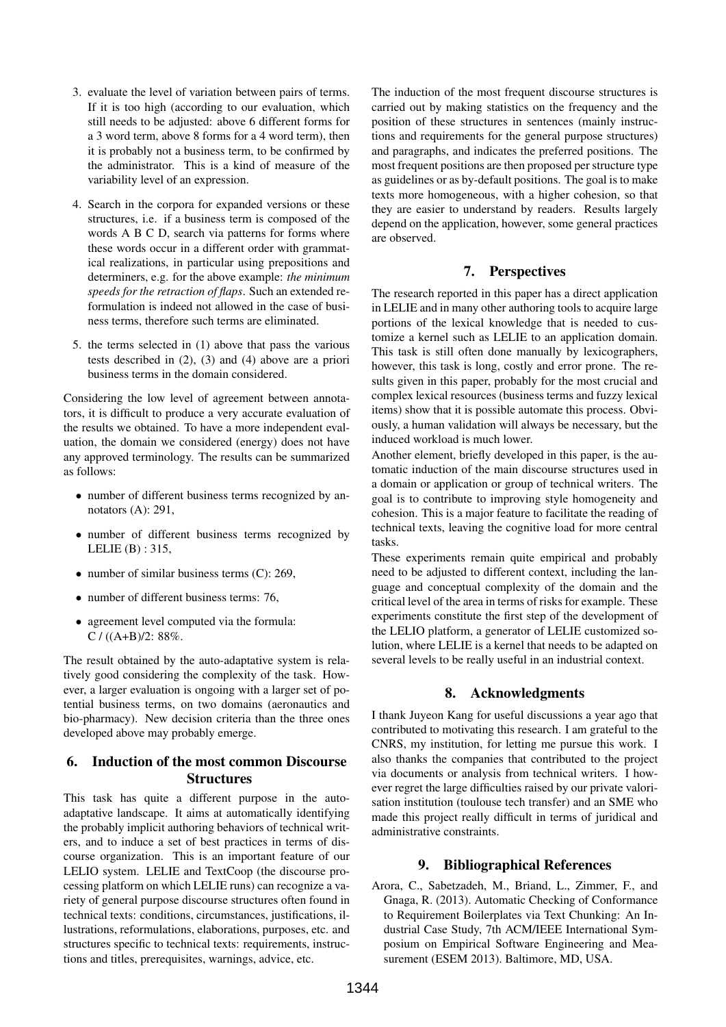3. evaluate the level of variation between pairs of terms. If it is too high (according to our evaluation, which still needs to be adjusted: above 6 different forms for a 3 word term, above 8 forms for a 4 word term), then it is probably not a business term, to be confirmed by the administrator. This is a kind of measure of the variability level of an expression.

4. Search in the corpora for expanded versions or these structures, i.e. if a business term is composed of the words A B C D, search via patterns for forms where these words occur in a different order with grammatical realizations, in particular using prepositions and determiners, e.g. for the above example: *the minimum speeds for the retraction of flaps*. Such an extended reformulation is indeed not allowed in the case of business terms, therefore such terms are eliminated.

5. the terms selected in (1) above that pass the various tests described in (2), (3) and (4) above are a priori business terms in the domain considered.

Considering the low level of agreement between annotators, it is difficult to produce a very accurate evaluation of the results we obtained. To have a more independent evaluation, the domain we considered (energy) does not have any approved terminology. The results can be summarized as follows:

- number of different business terms recognized by annotators (A): 291,
- number of different business terms recognized by LELIE (B) : 315,
- number of similar business terms (C): 269,
- number of different business terms: 76,
- agreement level computed via the formula: C / ((A+B)/2: 88%.

The result obtained by the auto-adaptative system is relatively good considering the complexity of the task. However, a larger evaluation is ongoing with a larger set of potential business terms, on two domains (aeronautics and bio-pharmacy). New decision criteria than the three ones developed above may probably emerge.

## 6. Induction of the most common Discourse Structures

This task has quite a different purpose in the auto-adaptative landscape. It aims at automatically identifying the probably implicit authoring behaviors of technical writers, and to induce a set of best practices in terms of discourse organization. This is an important feature of our LELIO system. LELIE and TextCoop (the discourse processing platform on which LELIE runs) can recognize a variety of general purpose discourse structures often found in technical texts: conditions, circumstances, justifications, illustrations, reformulations, elaborations, purposes, etc. and structures specific to technical texts: requirements, instructions and titles, prerequisites, warnings, advice, etc.

The induction of the most frequent discourse structures is carried out by making statistics on the frequency and the position of these structures in sentences (mainly instructions and requirements for the general purpose structures) and paragraphs, and indicates the preferred positions. The most frequent positions are then proposed per structure type as guidelines or as by-default positions. The goal is to make texts more homogeneous, with a higher cohesion, so that they are easier to understand by readers. Results largely depend on the application, however, some general practices are observed.

## 7. Perspectives

The research reported in this paper has a direct application in LELIE and in many other authoring tools to acquire large portions of the lexical knowledge that is needed to customize a kernel such as LELIE to an application domain. This task is still often done manually by lexicographers, however, this task is long, costly and error prone. The results given in this paper, probably for the most crucial and complex lexical resources (business terms and fuzzy lexical items) show that it is possible automate this process. Obviously, a human validation will always be necessary, but the induced workload is much lower.

Another element, briefly developed in this paper, is the automatic induction of the main discourse structures used in a domain or application or group of technical writers. The goal is to contribute to improving style homogeneity and cohesion. This is a major feature to facilitate the reading of technical texts, leaving the cognitive load for more central tasks.

These experiments remain quite empirical and probably need to be adjusted to different context, including the language and conceptual complexity of the domain and the critical level of the area in terms of risks for example. These experiments constitute the first step of the development of the LELIO platform, a generator of LELIE customized solution, where LELIE is a kernel that needs to be adapted on several levels to be really useful in an industrial context.

## 8. Acknowledgments

I thank Juyeon Kang for useful discussions a year ago that contributed to motivating this research. I am grateful to the CNRS, my institution, for letting me pursue this work. I also thanks the companies that contributed to the project via documents or analysis from technical writers. I however regret the large difficulties raised by our private valorisation institution (toulouse tech transfer) and an SME who made this project really difficult in terms of juridical and administrative constraints.

## 9. Bibliographical References

Arora, C., Sabetzadeh, M., Briand, L., Zimmer, F., and Gnaga, R. (2013). Automatic Checking of Conformance to Requirement Boilerplates via Text Chunking: An Industrial Case Study, 7th ACM/IEEE International Symposium on Empirical Software Engineering and Measurement (ESEM 2013). Baltimore, MD, USA.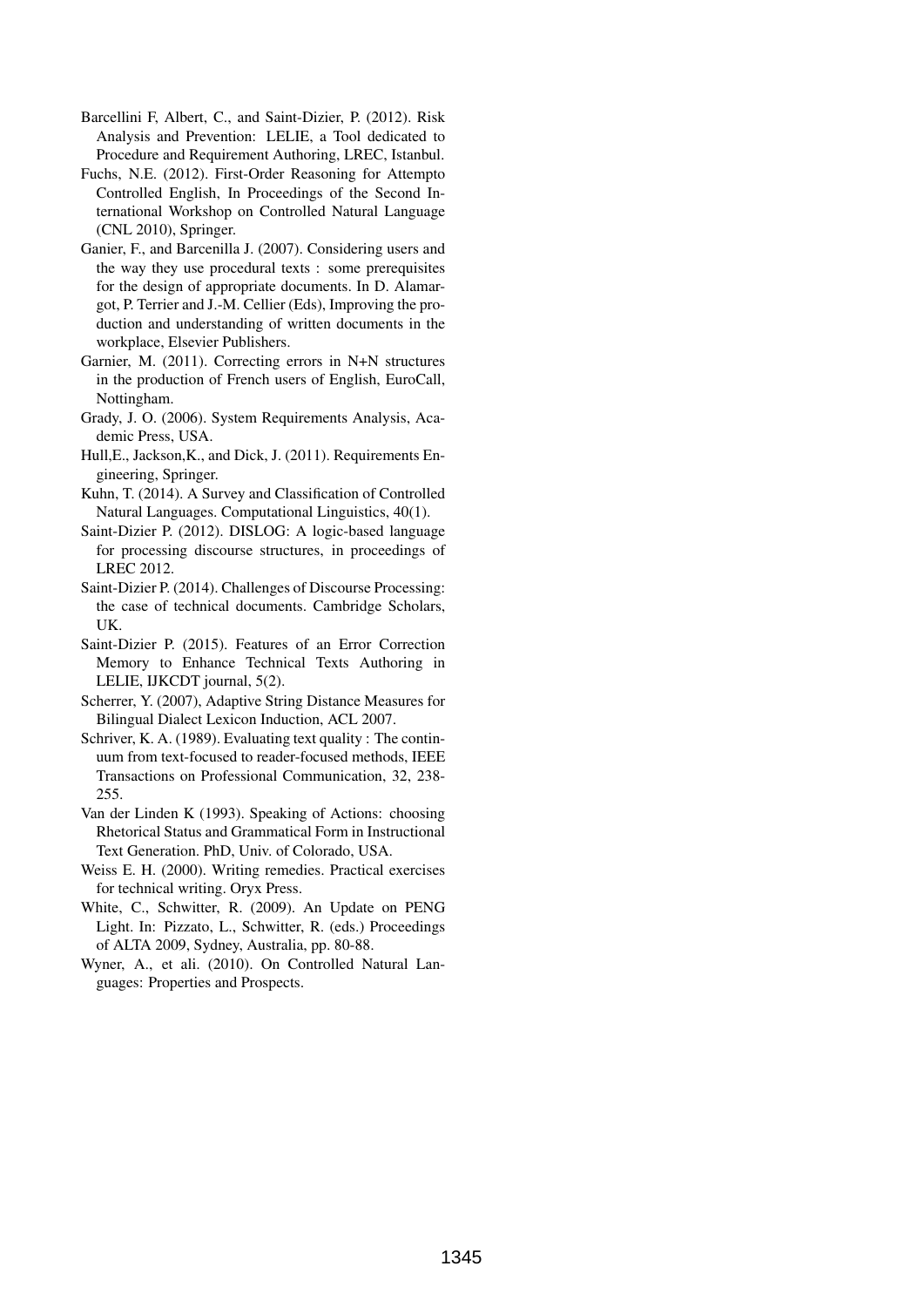Barcellini F, Albert, C., and Saint-Dizier, P. (2012). Risk Analysis and Prevention: LELIE, a Tool dedicated to Procedure and Requirement Authoring, LREC, Istanbul.

Fuchs, N.E. (2012). First-Order Reasoning for Attempto Controlled English, In Proceedings of the Second International Workshop on Controlled Natural Language (CNL 2010), Springer.

Ganier, F., and Barcenilla J. (2007). Considering users and the way they use procedural texts : some prerequisites for the design of appropriate documents. In D. Alamargot, P. Terrier and J.-M. Cellier (Eds), Improving the production and understanding of written documents in the workplace, Elsevier Publishers.

Garnier, M. (2011). Correcting errors in N+N structures in the production of French users of English, EuroCall, Nottingham.

Grady, J. O. (2006). System Requirements Analysis, Academic Press, USA.

Hull,E., Jackson,K., and Dick, J. (2011). Requirements Engineering, Springer.

Kuhn, T. (2014). A Survey and Classification of Controlled Natural Languages. Computational Linguistics, 40(1).

Saint-Dizier P. (2012). DISLOG: A logic-based language for processing discourse structures, in proceedings of LREC 2012.

Saint-Dizier P. (2014). Challenges of Discourse Processing: the case of technical documents. Cambridge Scholars, UK.

Saint-Dizier P. (2015). Features of an Error Correction Memory to Enhance Technical Texts Authoring in LELIE, IJKCDT journal, 5(2).

Scherrer, Y. (2007), Adaptive String Distance Measures for Bilingual Dialect Lexicon Induction, ACL 2007.

Schriver, K. A. (1989). Evaluating text quality : The continuum from text-focused to reader-focused methods, IEEE Transactions on Professional Communication, 32, 238-255.

Van der Linden K (1993). Speaking of Actions: choosing Rhetorical Status and Grammatical Form in Instructional Text Generation. PhD, Univ. of Colorado, USA.

Weiss E. H. (2000). Writing remedies. Practical exercises for technical writing. Oryx Press.

White, C., Schwitter, R. (2009). An Update on PENG Light. In: Pizzato, L., Schwitter, R. (eds.) Proceedings of ALTA 2009, Sydney, Australia, pp. 80-88.

Wyner, A., et ali. (2010). On Controlled Natural Languages: Properties and Prospects.